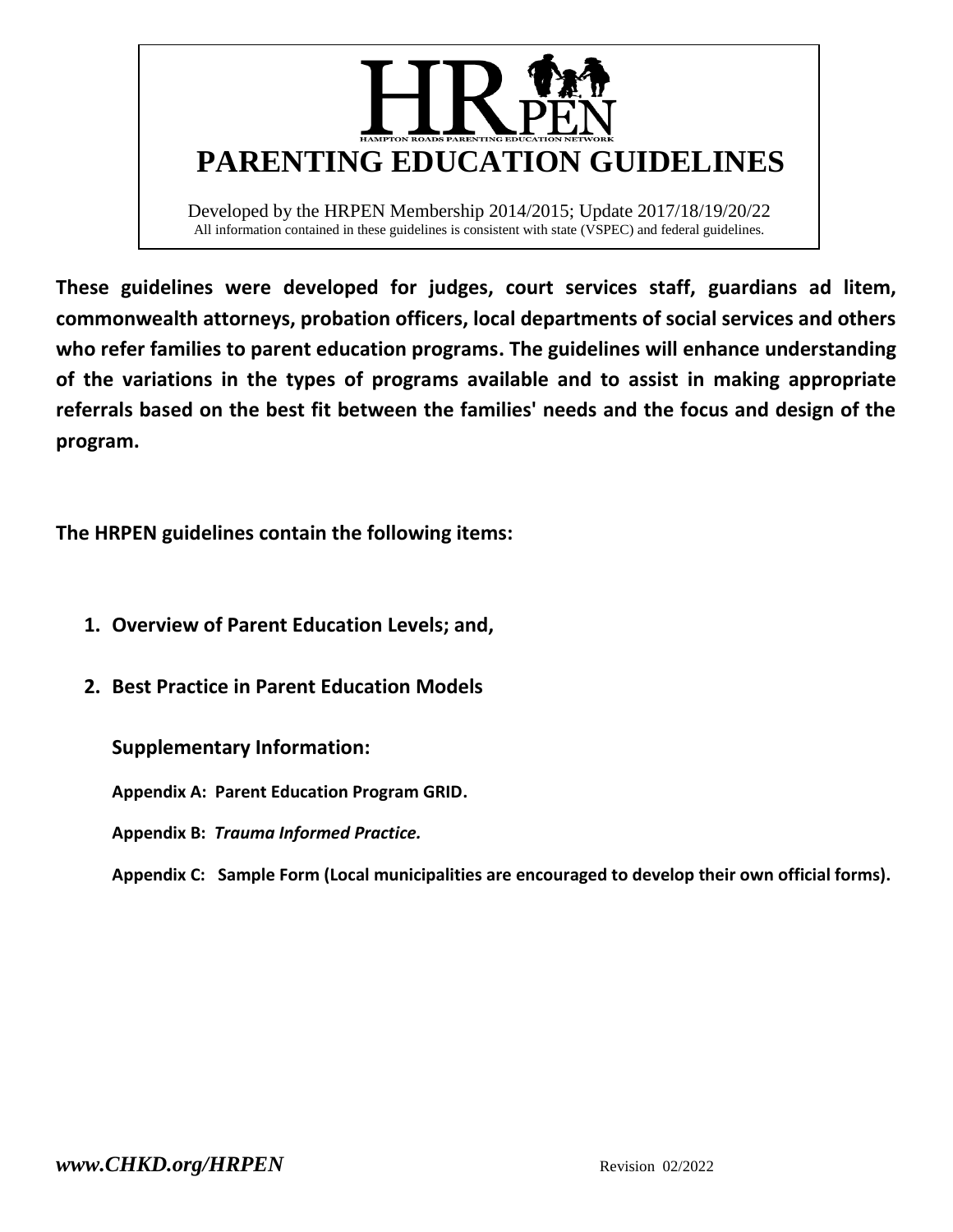# HRPEN

HAMPTON ROADS PARENTING EDUCATION NETWORK

# PARENTING EDUCATION GUIDELINES

Developed by the HRPEN Membership 2014/2015; Update 2017/18/19/20/22

All information contained in these guidelines is consistent with state (VSPEC) and federal guidelines.

**These guidelines were developed for judges, court services staff, guardians ad litem, commonwealth attorneys, probation officers, local departments of social services and others who refer families to parent education programs. The guidelines will enhance understanding of the variations in the types of programs available and to assist in making appropriate referrals based on the best fit between the families' needs and the focus and design of the program.**

**The HRPEN guidelines contain the following items:**

1. **Overview of Parent Education Levels; and,**
2. **Best Practice in Parent Education Models**

**Supplementary Information:**

**Appendix A: Parent Education Program GRID.**

**Appendix B:** ***Trauma Informed Practice.***

**Appendix C: Sample Form (Local municipalities are encouraged to develop their own official forms).**

***www.CHKD.org/HRPEN*** Revision 02/2022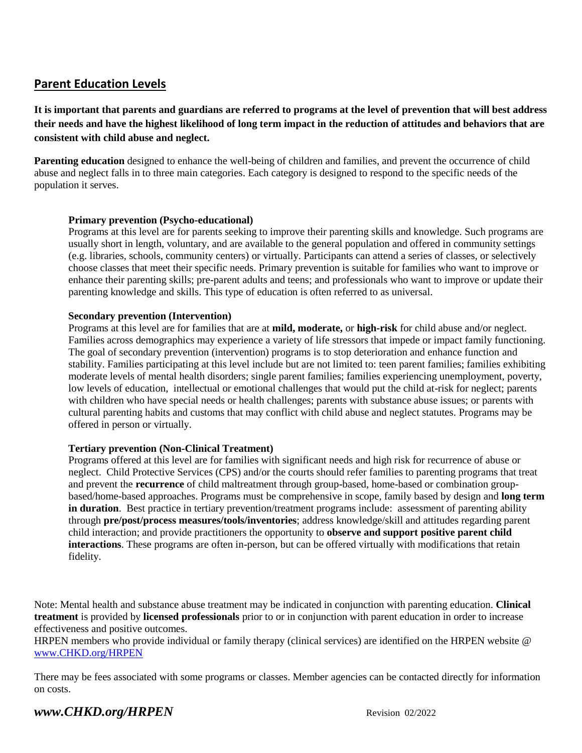## Parent Education Levels

**It is important that parents and guardians are referred to programs at the level of prevention that will best address their needs and have the highest likelihood of long term impact in the reduction of attitudes and behaviors that are consistent with child abuse and neglect.**

**Parenting education** designed to enhance the well-being of children and families, and prevent the occurrence of child abuse and neglect falls in to three main categories. Each category is designed to respond to the specific needs of the population it serves.

**Primary prevention (Psycho-educational)**
Programs at this level are for parents seeking to improve their parenting skills and knowledge. Such programs are usually short in length, voluntary, and are available to the general population and offered in community settings (e.g. libraries, schools, community centers) or virtually. Participants can attend a series of classes, or selectively choose classes that meet their specific needs. Primary prevention is suitable for families who want to improve or enhance their parenting skills; pre-parent adults and teens; and professionals who want to improve or update their parenting knowledge and skills. This type of education is often referred to as universal.

**Secondary prevention (Intervention)**
Programs at this level are for families that are at **mild, moderate,** or **high-risk** for child abuse and/or neglect. Families across demographics may experience a variety of life stressors that impede or impact family functioning. The goal of secondary prevention (intervention) programs is to stop deterioration and enhance function and stability. Families participating at this level include but are not limited to: teen parent families; families exhibiting moderate levels of mental health disorders; single parent families; families experiencing unemployment, poverty, low levels of education, intellectual or emotional challenges that would put the child at-risk for neglect; parents with children who have special needs or health challenges; parents with substance abuse issues; or parents with cultural parenting habits and customs that may conflict with child abuse and neglect statutes. Programs may be offered in person or virtually.

**Tertiary prevention (Non-Clinical Treatment)**
Programs offered at this level are for families with significant needs and high risk for recurrence of abuse or neglect. Child Protective Services (CPS) and/or the courts should refer families to parenting programs that treat and prevent the **recurrence** of child maltreatment through group-based, home-based or combination group-based/home-based approaches. Programs must be comprehensive in scope, family based by design and **long term in duration**. Best practice in tertiary prevention/treatment programs include: assessment of parenting ability through **pre/post/process measures/tools/inventories**; address knowledge/skill and attitudes regarding parent child interaction; and provide practitioners the opportunity to **observe and support positive parent child interactions**. These programs are often in-person, but can be offered virtually with modifications that retain fidelity.

Note: Mental health and substance abuse treatment may be indicated in conjunction with parenting education. **Clinical treatment** is provided by **licensed professionals** prior to or in conjunction with parent education in order to increase effectiveness and positive outcomes.
HRPEN members who provide individual or family therapy (clinical services) are identified on the HRPEN website @ [www.CHKD.org/HRPEN](http://www.CHKD.org/HRPEN)

There may be fees associated with some programs or classes. Member agencies can be contacted directly for information on costs.

***www.CHKD.org/HRPEN*** Revision 02/2022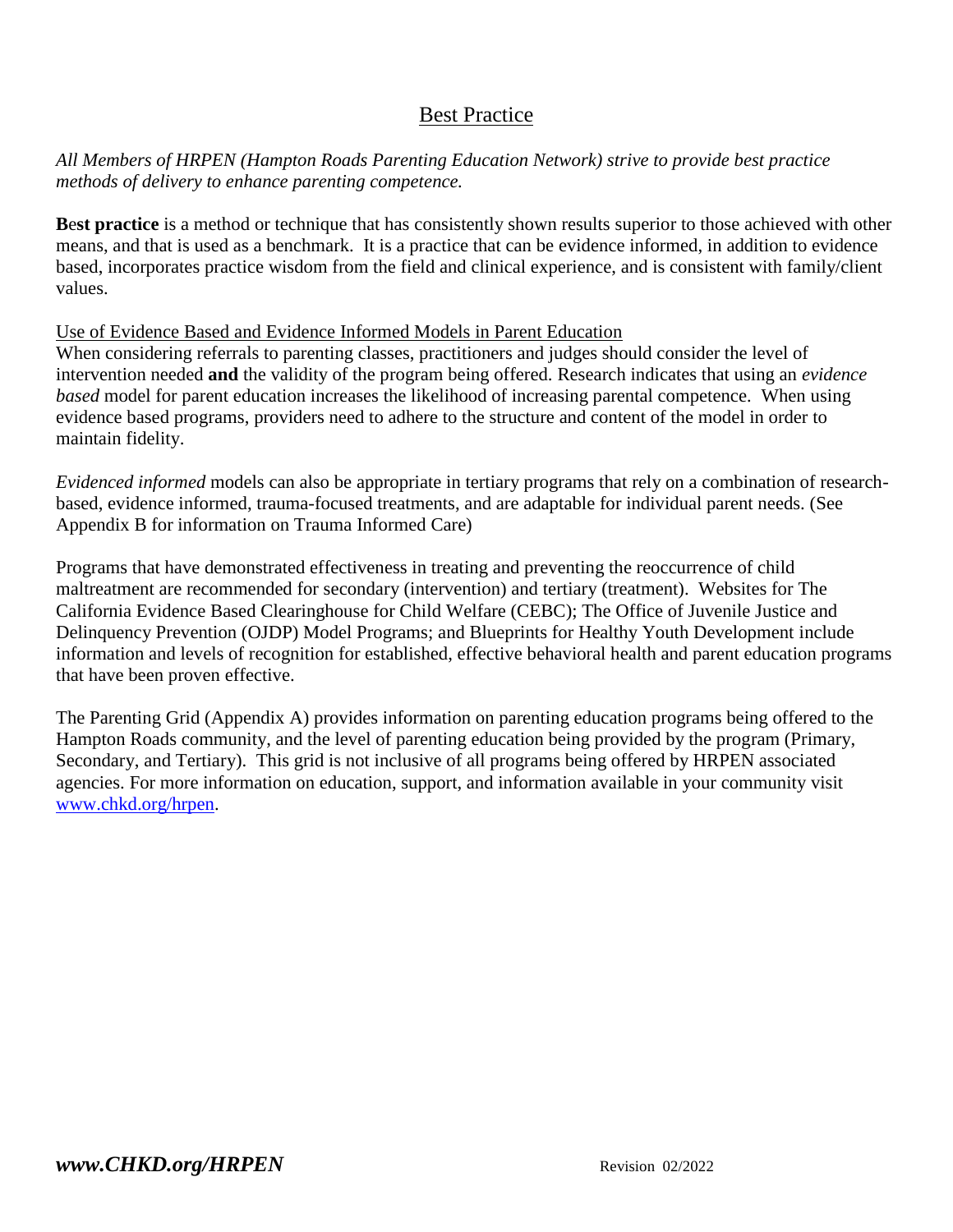# Best Practice

*All Members of HRPEN (Hampton Roads Parenting Education Network) strive to provide best practice methods of delivery to enhance parenting competence.*

**Best practice** is a method or technique that has consistently shown results superior to those achieved with other means, and that is used as a benchmark. It is a practice that can be evidence informed, in addition to evidence based, incorporates practice wisdom from the field and clinical experience, and is consistent with family/client values.

## Use of Evidence Based and Evidence Informed Models in Parent Education

When considering referrals to parenting classes, practitioners and judges should consider the level of intervention needed **and** the validity of the program being offered. Research indicates that using an *evidence based* model for parent education increases the likelihood of increasing parental competence. When using evidence based programs, providers need to adhere to the structure and content of the model in order to maintain fidelity.

*Evidenced informed* models can also be appropriate in tertiary programs that rely on a combination of research-based, evidence informed, trauma-focused treatments, and are adaptable for individual parent needs. (See Appendix B for information on Trauma Informed Care)

Programs that have demonstrated effectiveness in treating and preventing the reoccurrence of child maltreatment are recommended for secondary (intervention) and tertiary (treatment). Websites for The California Evidence Based Clearinghouse for Child Welfare (CEBC); The Office of Juvenile Justice and Delinquency Prevention (OJDP) Model Programs; and Blueprints for Healthy Youth Development include information and levels of recognition for established, effective behavioral health and parent education programs that have been proven effective.

The Parenting Grid (Appendix A) provides information on parenting education programs being offered to the Hampton Roads community, and the level of parenting education being provided by the program (Primary, Secondary, and Tertiary). This grid is not inclusive of all programs being offered by HRPEN associated agencies. For more information on education, support, and information available in your community visit [www.chkd.org/hrpen](www.chkd.org/hrpen).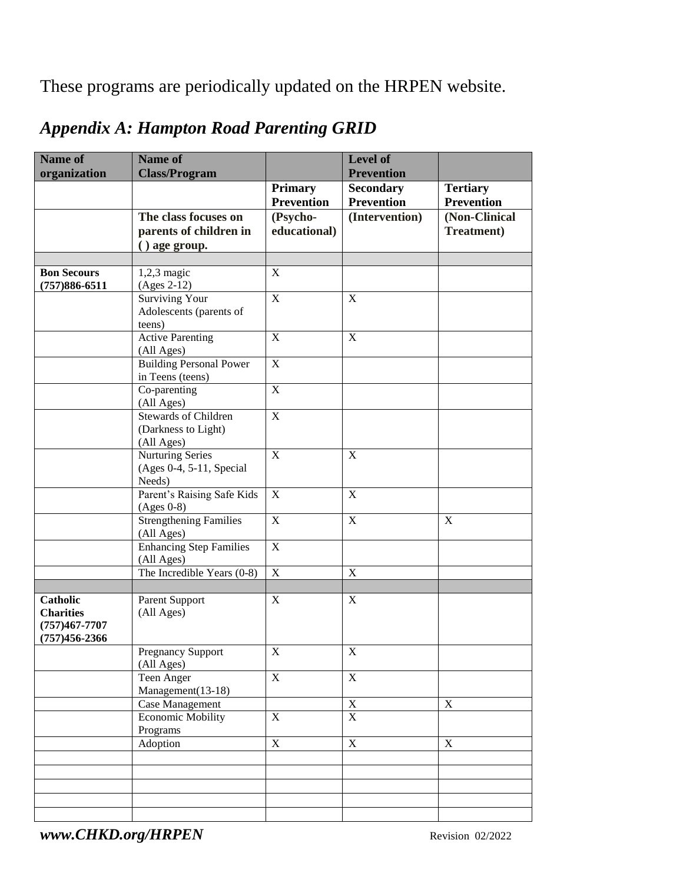These programs are periodically updated on the HRPEN website.

## *Appendix A: Hampton Road Parenting GRID*

| Name of organization | Name of Class/Program | | Level of Prevention | |
|---|---|---|---|---|
| | | **Primary Prevention** | **Secondary Prevention** | **Tertiary Prevention** |
| | **The class focuses on parents of children in ( ) age group.** | **(Psycho-educational)** | **(Intervention)** | **(Non-Clinical Treatment)** |
| | | | | |
| **Bon Secours (757)886-6511** | 1,2,3 magic (Ages 2-12) | X | | |
| | Surviving Your Adolescents (parents of teens) | X | X | |
| | Active Parenting (All Ages) | X | X | |
| | Building Personal Power in Teens (teens) | X | | |
| | Co-parenting (All Ages) | X | | |
| | Stewards of Children (Darkness to Light) (All Ages) | X | | |
| | Nurturing Series (Ages 0-4, 5-11, Special Needs) | X | X | |
| | Parent's Raising Safe Kids (Ages 0-8) | X | X | |
| | Strengthening Families (All Ages) | X | X | X |
| | Enhancing Step Families (All Ages) | X | | |
| | The Incredible Years (0-8) | X | X | |
| | | | | |
| **Catholic Charities (757)467-7707 (757)456-2366** | Parent Support (All Ages) | X | X | |
| | Pregnancy Support (All Ages) | X | X | |
| | Teen Anger Management(13-18) | X | X | |
| | Case Management | | X | X |
| | Economic Mobility Programs | X | X | |
| | Adoption | X | X | X |
| | | | | |
| | | | | |
| | | | | |
| | | | | |
| | | | | |

***www.CHKD.org/HRPEN*** Revision 02/2022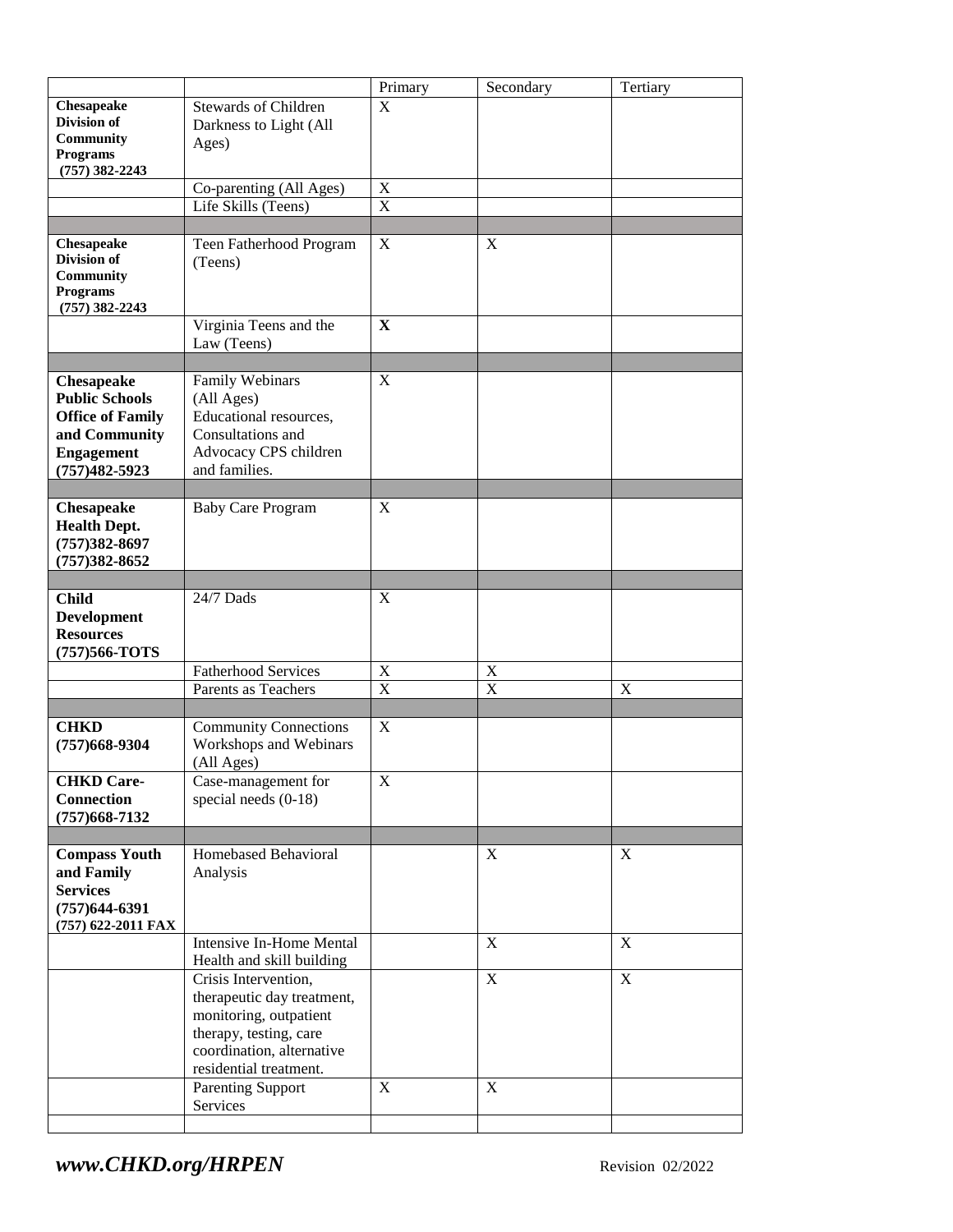| | | Primary | Secondary | Tertiary |
|---|---|---|---|---|
| **Chesapeake Division of Community Programs (757) 382-2243** | Stewards of Children Darkness to Light (All Ages) | X | | |
| | Co-parenting (All Ages) | X | | |
| | Life Skills (Teens) | X | | |
| | | | | |
| **Chesapeake Division of Community Programs (757) 382-2243** | Teen Fatherhood Program (Teens) | X | X | |
| | Virginia Teens and the Law (Teens) | **X** | | |
| | | | | |
| **Chesapeake Public Schools Office of Family and Community Engagement (757)482-5923** | Family Webinars (All Ages) Educational resources, Consultations and Advocacy CPS children and families. | X | | |
| | | | | |
| **Chesapeake Health Dept. (757)382-8697 (757)382-8652** | Baby Care Program | X | | |
| | | | | |
| **Child Development Resources (757)566-TOTS** | 24/7 Dads | X | | |
| | Fatherhood Services | X | X | |
| | Parents as Teachers | X | X | X |
| | | | | |
| **CHKD (757)668-9304** | Community Connections Workshops and Webinars (All Ages) | X | | |
| **CHKD Care-Connection (757)668-7132** | Case-management for special needs (0-18) | X | | |
| | | | | |
| **Compass Youth and Family Services (757)644-6391 (757) 622-2011 FAX** | Homebased Behavioral Analysis | | X | X |
| | Intensive In-Home Mental Health and skill building | | X | X |
| | Crisis Intervention, therapeutic day treatment, monitoring, outpatient therapy, testing, care coordination, alternative residential treatment. | | X | X |
| | Parenting Support Services | X | X | |
| | | | | |

***www.CHKD.org/HRPEN*** Revision 02/2022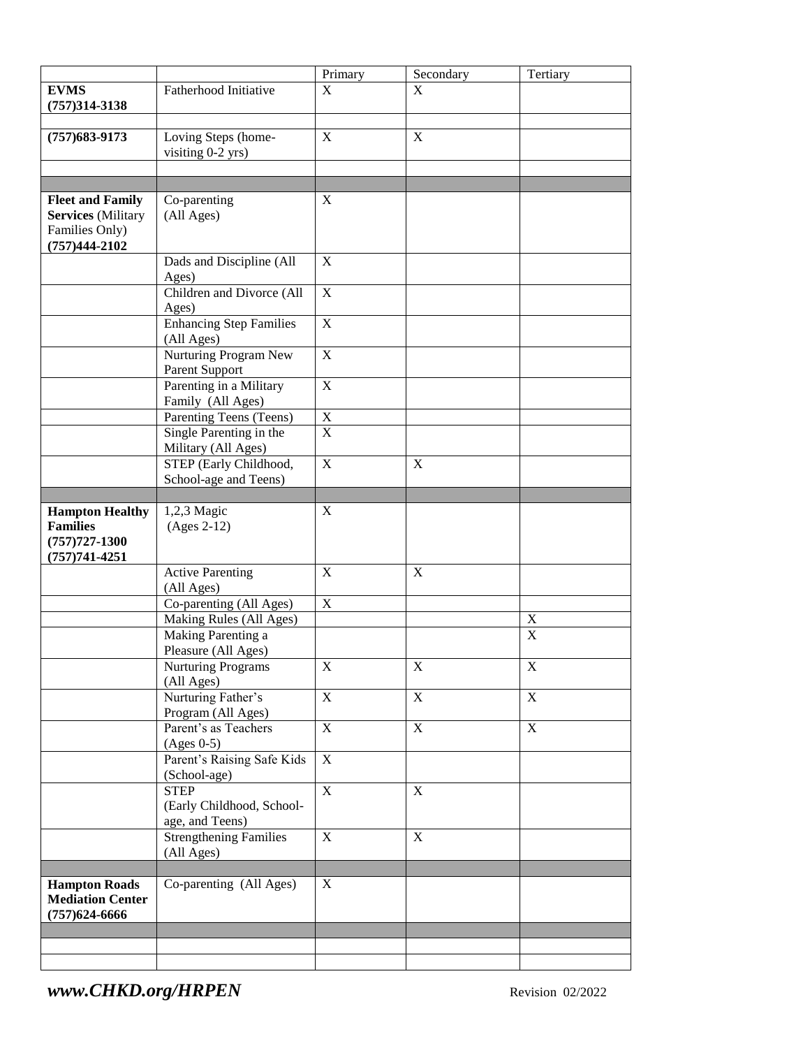| | | Primary | Secondary | Tertiary |
|---|---|---|---|---|
| **EVMS (757)314-3138** | Fatherhood Initiative | X | X | |
| | | | | |
| **(757)683-9173** | Loving Steps (home-visiting 0-2 yrs) | X | X | |
| | | | | |
| | | | | |
| **Fleet and Family Services** (Military Families Only) **(757)444-2102** | Co-parenting (All Ages) | X | | |
| | Dads and Discipline (All Ages) | X | | |
| | Children and Divorce (All Ages) | X | | |
| | Enhancing Step Families (All Ages) | X | | |
| | Nurturing Program New Parent Support | X | | |
| | Parenting in a Military Family (All Ages) | X | | |
| | Parenting Teens (Teens) | X | | |
| | Single Parenting in the Military (All Ages) | X | | |
| | STEP (Early Childhood, School-age and Teens) | X | X | |
| | | | | |
| **Hampton Healthy Families (757)727-1300 (757)741-4251** | 1,2,3 Magic (Ages 2-12) | X | | |
| | Active Parenting (All Ages) | X | X | |
| | Co-parenting (All Ages) | X | | |
| | Making Rules (All Ages) | | | X |
| | Making Parenting a Pleasure (All Ages) | | | X |
| | Nurturing Programs (All Ages) | X | X | X |
| | Nurturing Father's Program (All Ages) | X | X | X |
| | Parent's as Teachers (Ages 0-5) | X | X | X |
| | Parent's Raising Safe Kids (School-age) | X | | |
| | STEP (Early Childhood, School-age, and Teens) | X | X | |
| | Strengthening Families (All Ages) | X | X | |
| | | | | |
| **Hampton Roads Mediation Center (757)624-6666** | Co-parenting (All Ages) | X | | |
| | | | | |
| | | | | |
| | | | | |

***www.CHKD.org/HRPEN*** Revision 02/2022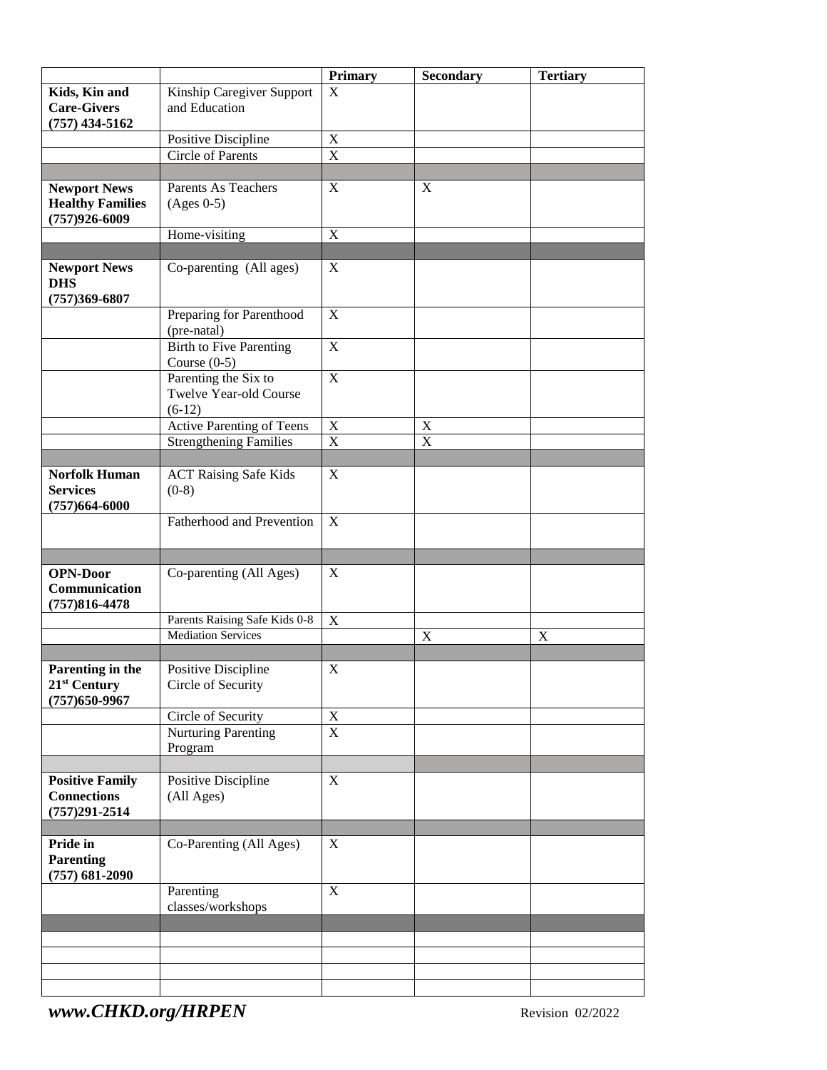| | | Primary | Secondary | Tertiary |
|---|---|---|---|---|
| **Kids, Kin and Care-Givers (757) 434-5162** | Kinship Caregiver Support and Education | X | | |
| | Positive Discipline | X | | |
| | Circle of Parents | X | | |
| | | | | |
| **Newport News Healthy Families (757)926-6009** | Parents As Teachers (Ages 0-5) | X | X | |
| | Home-visiting | X | | |
| | | | | |
| **Newport News DHS (757)369-6807** | Co-parenting (All ages) | X | | |
| | Preparing for Parenthood (pre-natal) | X | | |
| | Birth to Five Parenting Course (0-5) | X | | |
| | Parenting the Six to Twelve Year-old Course (6-12) | X | | |
| | Active Parenting of Teens | X | X | |
| | Strengthening Families | X | X | |
| | | | | |
| **Norfolk Human Services (757)664-6000** | ACT Raising Safe Kids (0-8) | X | | |
| | Fatherhood and Prevention | X | | |
| | | | | |
| **OPN-Door Communication (757)816-4478** | Co-parenting (All Ages) | X | | |
| | Parents Raising Safe Kids 0-8 | X | | |
| | Mediation Services | | X | X |
| | | | | |
| **Parenting in the 21st Century (757)650-9967** | Positive Discipline Circle of Security | X | | |
| | Circle of Security | X | | |
| | Nurturing Parenting Program | X | | |
| | | | | |
| **Positive Family Connections (757)291-2514** | Positive Discipline (All Ages) | X | | |
| | | | | |
| **Pride in Parenting (757) 681-2090** | Co-Parenting (All Ages) | X | | |
| | Parenting classes/workshops | X | | |
| | | | | |
| | | | | |
| | | | | |
| | | | | |
| | | | | |

***www.CHKD.org/HRPEN*** Revision 02/2022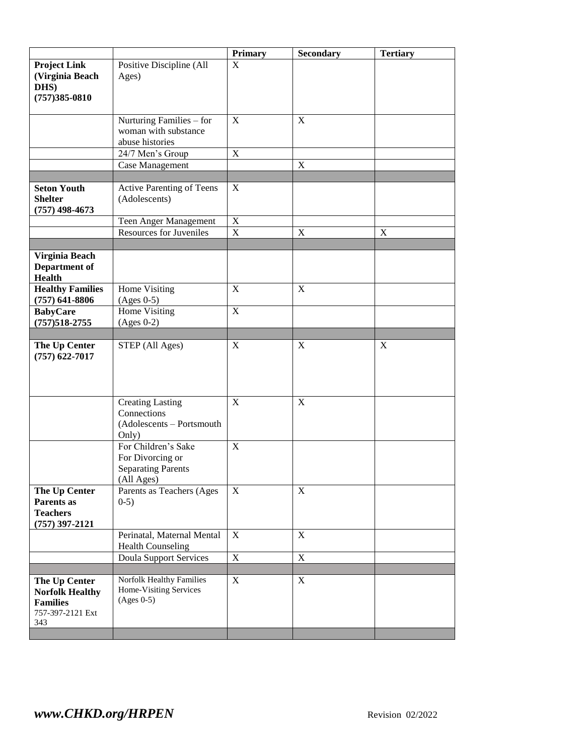| | | Primary | Secondary | Tertiary |
|---|---|---|---|---|
| **Project Link (Virginia Beach DHS) (757)385-0810** | Positive Discipline (All Ages) | X | | |
| | Nurturing Families – for woman with substance abuse histories | X | X | |
| | 24/7 Men's Group | X | | |
| | Case Management | | X | |
| | | | | |
| **Seton Youth Shelter (757) 498-4673** | Active Parenting of Teens (Adolescents) | X | | |
| | Teen Anger Management | X | | |
| | Resources for Juveniles | X | X | X |
| | | | | |
| **Virginia Beach Department of Health** | | | | |
| **Healthy Families (757) 641-8806** | Home Visiting (Ages 0-5) | X | X | |
| **BabyCare (757)518-2755** | Home Visiting (Ages 0-2) | X | | |
| | | | | |
| **The Up Center (757) 622-7017** | STEP (All Ages) | X | X | X |
| | Creating Lasting Connections (Adolescents – Portsmouth Only) | X | X | |
| | For Children's Sake For Divorcing or Separating Parents (All Ages) | X | | |
| **The Up Center Parents as Teachers (757) 397-2121** | Parents as Teachers (Ages 0-5) | X | X | |
| | Perinatal, Maternal Mental Health Counseling | X | X | |
| | Doula Support Services | X | X | |
| | | | | |
| **The Up Center Norfolk Healthy Families** 757-397-2121 Ext 343 | Norfolk Healthy Families Home-Visiting Services (Ages 0-5) | X | X | |
| | | | | |

***www.CHKD.org/HRPEN*** Revision 02/2022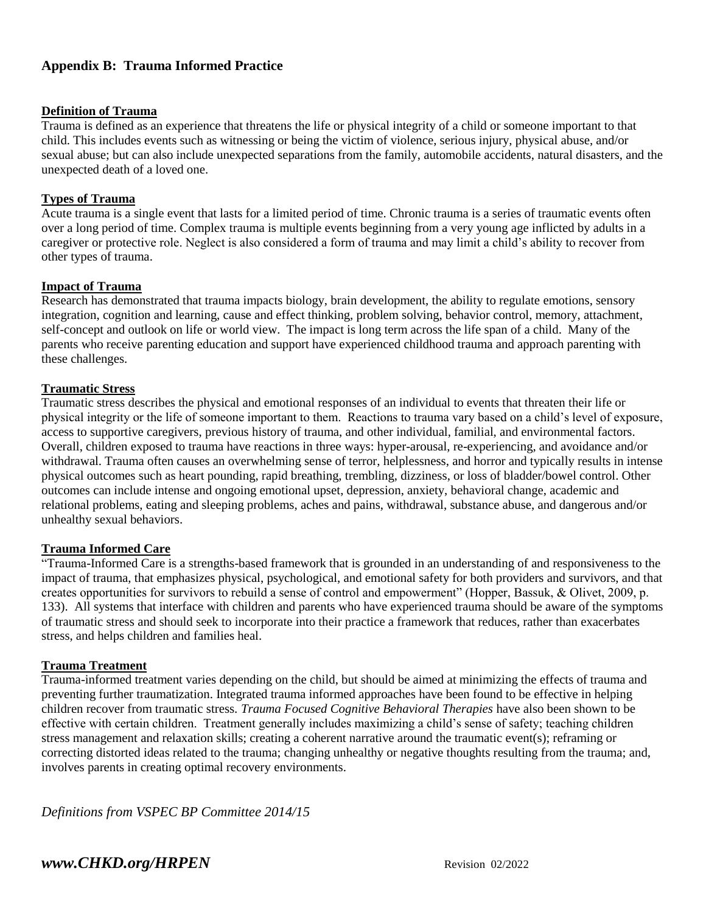## Appendix B: Trauma Informed Practice

**Definition of Trauma**

Trauma is defined as an experience that threatens the life or physical integrity of a child or someone important to that child. This includes events such as witnessing or being the victim of violence, serious injury, physical abuse, and/or sexual abuse; but can also include unexpected separations from the family, automobile accidents, natural disasters, and the unexpected death of a loved one.

**Types of Trauma**

Acute trauma is a single event that lasts for a limited period of time. Chronic trauma is a series of traumatic events often over a long period of time. Complex trauma is multiple events beginning from a very young age inflicted by adults in a caregiver or protective role. Neglect is also considered a form of trauma and may limit a child's ability to recover from other types of trauma.

**Impact of Trauma**

Research has demonstrated that trauma impacts biology, brain development, the ability to regulate emotions, sensory integration, cognition and learning, cause and effect thinking, problem solving, behavior control, memory, attachment, self-concept and outlook on life or world view. The impact is long term across the life span of a child. Many of the parents who receive parenting education and support have experienced childhood trauma and approach parenting with these challenges.

**Traumatic Stress**

Traumatic stress describes the physical and emotional responses of an individual to events that threaten their life or physical integrity or the life of someone important to them. Reactions to trauma vary based on a child's level of exposure, access to supportive caregivers, previous history of trauma, and other individual, familial, and environmental factors. Overall, children exposed to trauma have reactions in three ways: hyper-arousal, re-experiencing, and avoidance and/or withdrawal. Trauma often causes an overwhelming sense of terror, helplessness, and horror and typically results in intense physical outcomes such as heart pounding, rapid breathing, trembling, dizziness, or loss of bladder/bowel control. Other outcomes can include intense and ongoing emotional upset, depression, anxiety, behavioral change, academic and relational problems, eating and sleeping problems, aches and pains, withdrawal, substance abuse, and dangerous and/or unhealthy sexual behaviors.

**Trauma Informed Care**

"Trauma-Informed Care is a strengths-based framework that is grounded in an understanding of and responsiveness to the impact of trauma, that emphasizes physical, psychological, and emotional safety for both providers and survivors, and that creates opportunities for survivors to rebuild a sense of control and empowerment" (Hopper, Bassuk, & Olivet, 2009, p. 133). All systems that interface with children and parents who have experienced trauma should be aware of the symptoms of traumatic stress and should seek to incorporate into their practice a framework that reduces, rather than exacerbates stress, and helps children and families heal.

**Trauma Treatment**

Trauma-informed treatment varies depending on the child, but should be aimed at minimizing the effects of trauma and preventing further traumatization. Integrated trauma informed approaches have been found to be effective in helping children recover from traumatic stress. *Trauma Focused Cognitive Behavioral Therapies* have also been shown to be effective with certain children. Treatment generally includes maximizing a child's sense of safety; teaching children stress management and relaxation skills; creating a coherent narrative around the traumatic event(s); reframing or correcting distorted ideas related to the trauma; changing unhealthy or negative thoughts resulting from the trauma; and, involves parents in creating optimal recovery environments.

*Definitions from VSPEC BP Committee 2014/15*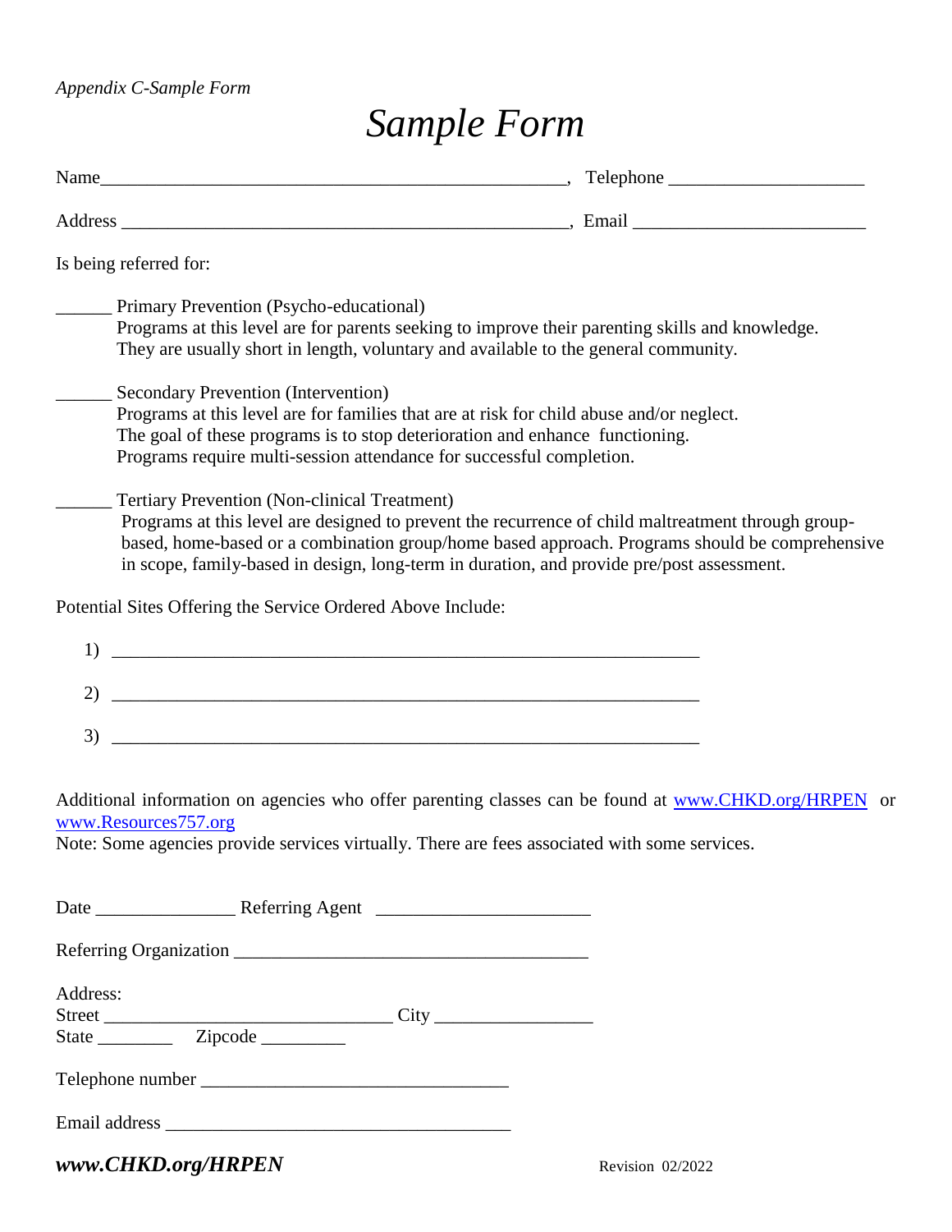*Appendix C-Sample Form*

# *Sample Form*

Name\_\_\_\_\_\_\_\_\_\_\_\_\_\_\_\_\_\_\_\_\_\_\_\_\_\_\_\_\_\_\_\_\_\_\_\_\_\_\_\_\_\_\_\_\_\_\_\_\_\_\_\_\_\_, Telephone \_\_\_\_\_\_\_\_\_\_\_\_\_\_\_\_\_\_\_\_\_\_

Address \_\_\_\_\_\_\_\_\_\_\_\_\_\_\_\_\_\_\_\_\_\_\_\_\_\_\_\_\_\_\_\_\_\_\_\_\_\_\_\_\_\_\_\_\_\_\_\_\_\_, Email \_\_\_\_\_\_\_\_\_\_\_\_\_\_\_\_\_\_\_\_\_\_\_\_\_\_

Is being referred for:

\_\_\_\_\_\_ Primary Prevention (Psycho-educational)
Programs at this level are for parents seeking to improve their parenting skills and knowledge. They are usually short in length, voluntary and available to the general community.

\_\_\_\_\_\_ Secondary Prevention (Intervention)
Programs at this level are for families that are at risk for child abuse and/or neglect. The goal of these programs is to stop deterioration and enhance functioning. Programs require multi-session attendance for successful completion.

\_\_\_\_\_\_ Tertiary Prevention (Non-clinical Treatment)
Programs at this level are designed to prevent the recurrence of child maltreatment through group-based, home-based or a combination group/home based approach. Programs should be comprehensive in scope, family-based in design, long-term in duration, and provide pre/post assessment.

Potential Sites Offering the Service Ordered Above Include:

1) \_\_\_\_\_\_\_\_\_\_\_\_\_\_\_\_\_\_\_\_\_\_\_\_\_\_\_\_\_\_\_\_\_\_\_\_\_\_\_\_\_\_\_\_\_\_\_\_\_\_\_\_\_\_\_\_\_\_\_\_\_\_\_

2) \_\_\_\_\_\_\_\_\_\_\_\_\_\_\_\_\_\_\_\_\_\_\_\_\_\_\_\_\_\_\_\_\_\_\_\_\_\_\_\_\_\_\_\_\_\_\_\_\_\_\_\_\_\_\_\_\_\_\_\_\_\_\_

3) \_\_\_\_\_\_\_\_\_\_\_\_\_\_\_\_\_\_\_\_\_\_\_\_\_\_\_\_\_\_\_\_\_\_\_\_\_\_\_\_\_\_\_\_\_\_\_\_\_\_\_\_\_\_\_\_\_\_\_\_\_\_\_

Additional information on agencies who offer parenting classes can be found at www.CHKD.org/HRPEN or www.Resources757.org
Note: Some agencies provide services virtually. There are fees associated with some services.

Date \_\_\_\_\_\_\_\_\_\_\_\_\_\_\_ Referring Agent \_\_\_\_\_\_\_\_\_\_\_\_\_\_\_\_\_\_\_\_\_\_\_\_

Referring Organization \_\_\_\_\_\_\_\_\_\_\_\_\_\_\_\_\_\_\_\_\_\_\_\_\_\_\_\_\_\_\_\_\_\_\_\_\_\_\_\_

Address:
Street \_\_\_\_\_\_\_\_\_\_\_\_\_\_\_\_\_\_\_\_\_\_\_\_\_\_\_\_\_\_\_\_ City \_\_\_\_\_\_\_\_\_\_\_\_\_\_\_\_\_\_
State \_\_\_\_\_\_\_\_ Zipcode \_\_\_\_\_\_\_\_\_

Telephone number \_\_\_\_\_\_\_\_\_\_\_\_\_\_\_\_\_\_\_\_\_\_\_\_\_\_\_\_\_\_\_\_\_\_

Email address \_\_\_\_\_\_\_\_\_\_\_\_\_\_\_\_\_\_\_\_\_\_\_\_\_\_\_\_\_\_\_\_\_\_\_\_\_\_\_

***www.CHKD.org/HRPEN*** Revision 02/2022